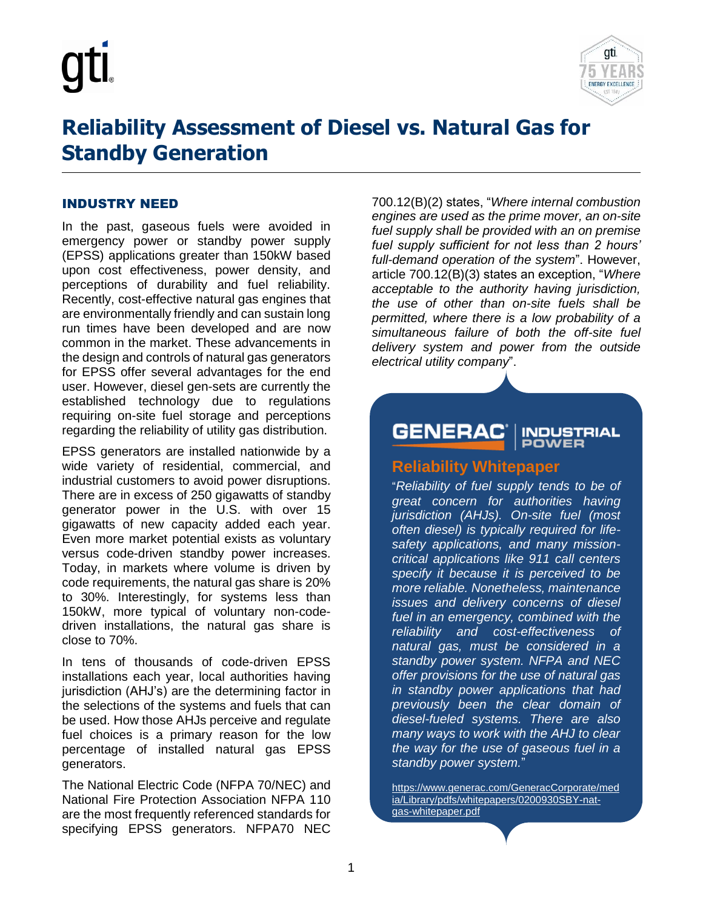# Reliability Assessment of Diesel vs. Natural Gas for Standby Generation

## INDUSTRY NEED

In the past, gaseous fuels were avoided in emergency power or standby power supply (EPSS) applications greater than 150kW based upon cost effectiveness, power density, and perceptions of durability and fuel reliability. Recently, cost-effective natural gas engines that are environmentally friendly and can sustain long run times have been developed and are now common in the market. These advancements in the design and controls of natural gas generators for EPSS offer several advantages for the end user. However, diesel gen-sets are currently the established technology due to regulations requiring on-site fuel storage and perceptions regarding the reliability of utility gas distribution.

EPSS generators are installed nationwide by a wide variety of residential, commercial, and industrial customers to avoid power disruptions. There are in excess of 250 gigawatts of standby generator power in the U.S. with over 15 gigawatts of new capacity added each year. Even more market potential exists as voluntary versus code-driven standby power increases. Today, in markets where volume is driven by code requirements, the natural gas share is 20% to 30%. Interestingly, for systems less than 150kW, more typical of voluntary non-code-driven installations, the natural gas share is close to 70%.

In tens of thousands of code-driven EPSS installations each year, local authorities having jurisdiction (AHJ's) are the determining factor in the selections of the systems and fuels that can be used. How those AHJs perceive and regulate fuel choices is a primary reason for the low percentage of installed natural gas EPSS generators.

The National Electric Code (NFPA 70/NEC) and National Fire Protection Association NFPA 110 are the most frequently referenced standards for specifying EPSS generators. NFPA70 NEC 700.12(B)(2) states, "*Where internal combustion engines are used as the prime mover, an on-site fuel supply shall be provided with an on premise fuel supply sufficient for not less than 2 hours' full-demand operation of the system*". However, article 700.12(B)(3) states an exception, "*Where acceptable to the authority having jurisdiction, the use of other than on-site fuels shall be permitted, where there is a low probability of a simultaneous failure of both the off-site fuel delivery system and power from the outside electrical utility company*".

> **GENERAC INDUSTRIAL POWER**
>
> ### Reliability Whitepaper
>
> "*Reliability of fuel supply tends to be of great concern for authorities having jurisdiction (AHJs). On-site fuel (most often diesel) is typically required for life-safety applications, and many mission-critical applications like 911 call centers specify it because it is perceived to be more reliable. Nonetheless, maintenance issues and delivery concerns of diesel fuel in an emergency, combined with the reliability and cost-effectiveness of natural gas, must be considered in a standby power system. NFPA and NEC offer provisions for the use of natural gas in standby power applications that had previously been the clear domain of diesel-fueled systems. There are also many ways to work with the AHJ to clear the way for the use of gaseous fuel in a standby power system.*"
>
> https://www.generac.com/GeneracCorporate/media/Library/pdfs/whitepapers/0200930SBY-nat-gas-whitepaper.pdf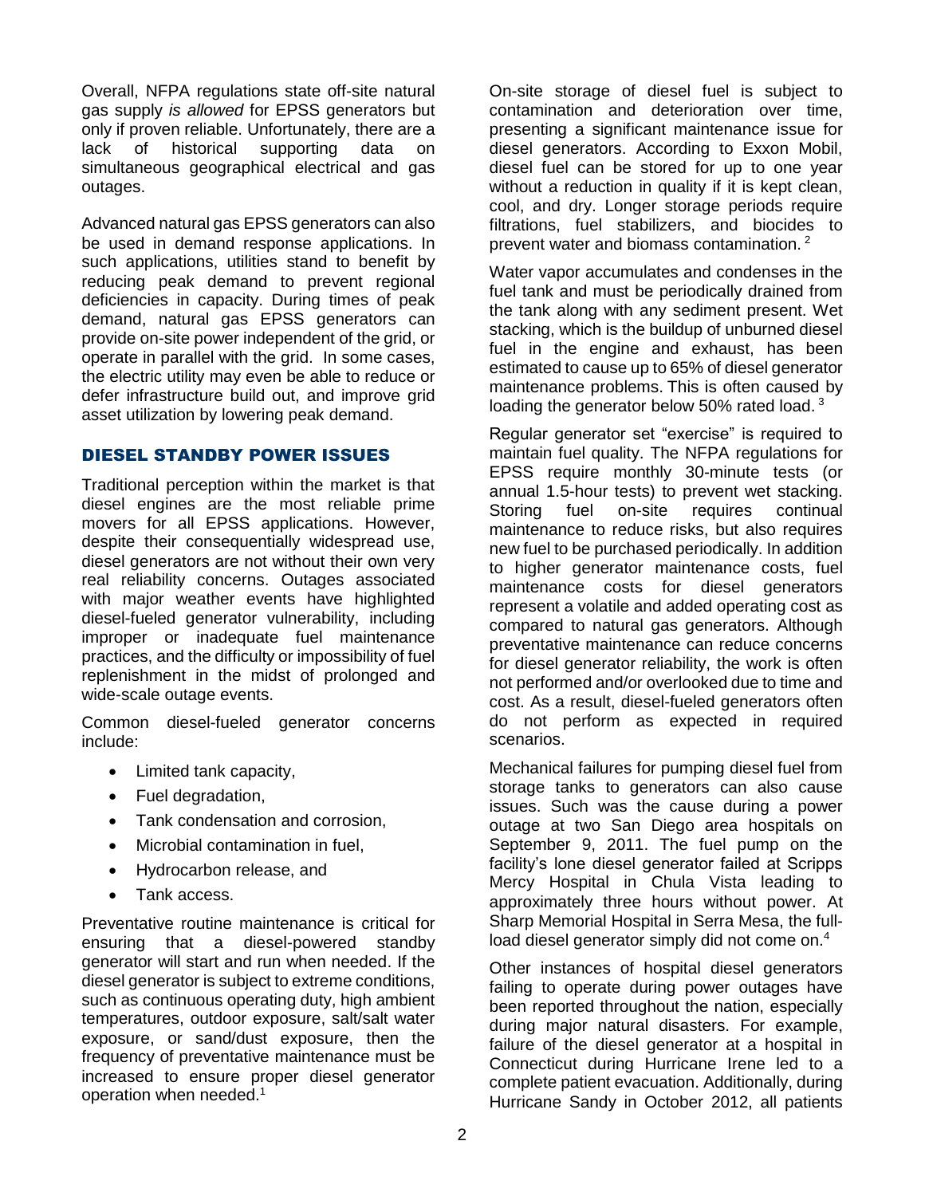Overall, NFPA regulations state off-site natural gas supply *is allowed* for EPSS generators but only if proven reliable. Unfortunately, there are a lack of historical supporting data on simultaneous geographical electrical and gas outages.

Advanced natural gas EPSS generators can also be used in demand response applications. In such applications, utilities stand to benefit by reducing peak demand to prevent regional deficiencies in capacity. During times of peak demand, natural gas EPSS generators can provide on-site power independent of the grid, or operate in parallel with the grid. In some cases, the electric utility may even be able to reduce or defer infrastructure build out, and improve grid asset utilization by lowering peak demand.

## DIESEL STANDBY POWER ISSUES

Traditional perception within the market is that diesel engines are the most reliable prime movers for all EPSS applications. However, despite their consequentially widespread use, diesel generators are not without their own very real reliability concerns. Outages associated with major weather events have highlighted diesel-fueled generator vulnerability, including improper or inadequate fuel maintenance practices, and the difficulty or impossibility of fuel replenishment in the midst of prolonged and wide-scale outage events.

Common diesel-fueled generator concerns include:

- Limited tank capacity,
- Fuel degradation,
- Tank condensation and corrosion,
- Microbial contamination in fuel,
- Hydrocarbon release, and
- Tank access.

Preventative routine maintenance is critical for ensuring that a diesel-powered standby generator will start and run when needed. If the diesel generator is subject to extreme conditions, such as continuous operating duty, high ambient temperatures, outdoor exposure, salt/salt water exposure, or sand/dust exposure, then the frequency of preventative maintenance must be increased to ensure proper diesel generator operation when needed.[1]

On-site storage of diesel fuel is subject to contamination and deterioration over time, presenting a significant maintenance issue for diesel generators. According to Exxon Mobil, diesel fuel can be stored for up to one year without a reduction in quality if it is kept clean, cool, and dry. Longer storage periods require filtrations, fuel stabilizers, and biocides to prevent water and biomass contamination.[2]

Water vapor accumulates and condenses in the fuel tank and must be periodically drained from the tank along with any sediment present. Wet stacking, which is the buildup of unburned diesel fuel in the engine and exhaust, has been estimated to cause up to 65% of diesel generator maintenance problems. This is often caused by loading the generator below 50% rated load.[3]

Regular generator set "exercise" is required to maintain fuel quality. The NFPA regulations for EPSS require monthly 30-minute tests (or annual 1.5-hour tests) to prevent wet stacking. Storing fuel on-site requires continual maintenance to reduce risks, but also requires new fuel to be purchased periodically. In addition to higher generator maintenance costs, fuel maintenance costs for diesel generators represent a volatile and added operating cost as compared to natural gas generators. Although preventative maintenance can reduce concerns for diesel generator reliability, the work is often not performed and/or overlooked due to time and cost. As a result, diesel-fueled generators often do not perform as expected in required scenarios.

Mechanical failures for pumping diesel fuel from storage tanks to generators can also cause issues. Such was the cause during a power outage at two San Diego area hospitals on September 9, 2011. The fuel pump on the facility's lone diesel generator failed at Scripps Mercy Hospital in Chula Vista leading to approximately three hours without power. At Sharp Memorial Hospital in Serra Mesa, the full-load diesel generator simply did not come on.[4]

Other instances of hospital diesel generators failing to operate during power outages have been reported throughout the nation, especially during major natural disasters. For example, failure of the diesel generator at a hospital in Connecticut during Hurricane Irene led to a complete patient evacuation. Additionally, during Hurricane Sandy in October 2012, all patients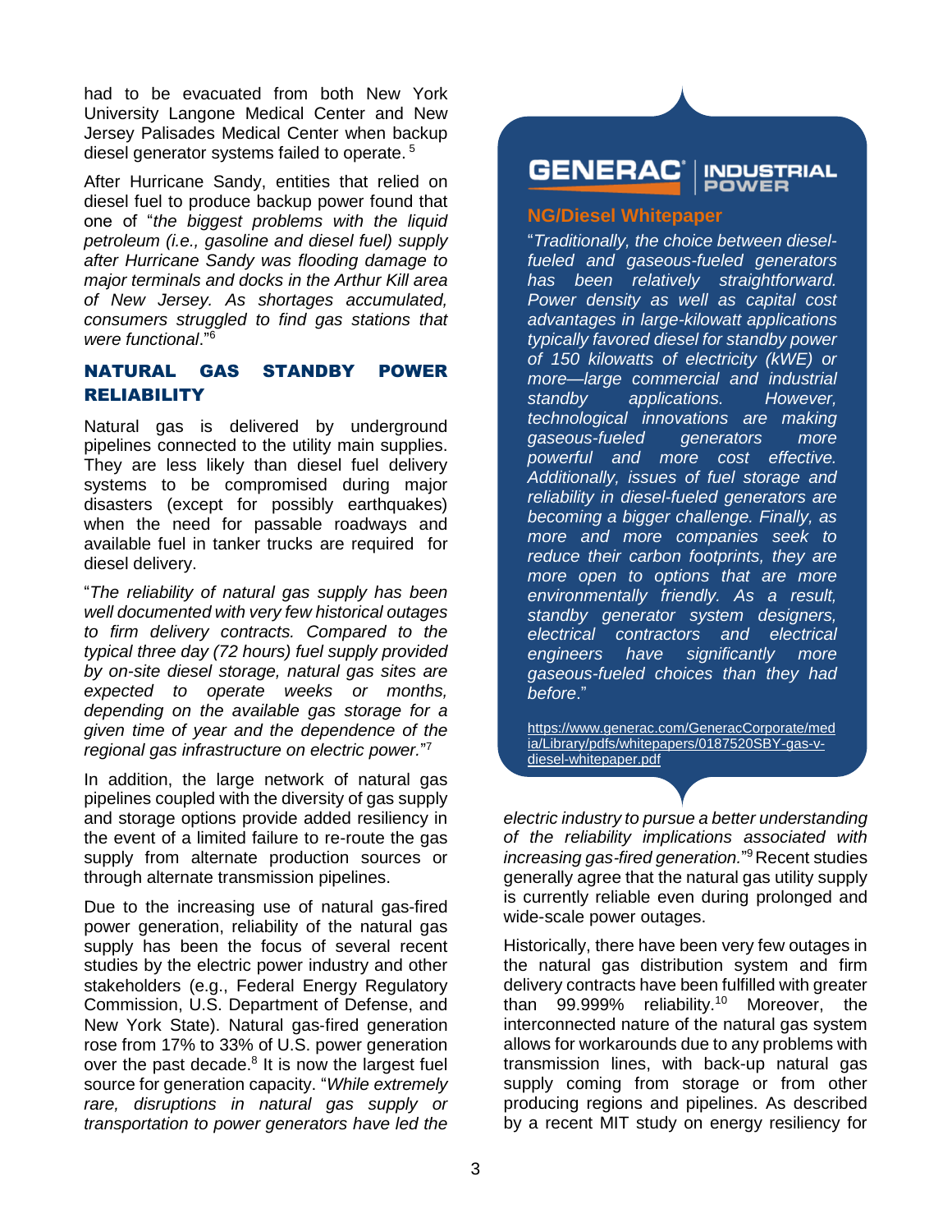had to be evacuated from both New York University Langone Medical Center and New Jersey Palisades Medical Center when backup diesel generator systems failed to operate. [5]

After Hurricane Sandy, entities that relied on diesel fuel to produce backup power found that one of "*the biggest problems with the liquid petroleum (i.e., gasoline and diesel fuel) supply after Hurricane Sandy was flooding damage to major terminals and docks in the Arthur Kill area of New Jersey. As shortages accumulated, consumers struggled to find gas stations that were functional*."[6]

## NATURAL GAS STANDBY POWER RELIABILITY

Natural gas is delivered by underground pipelines connected to the utility main supplies. They are less likely than diesel fuel delivery systems to be compromised during major disasters (except for possibly earthquakes) when the need for passable roadways and available fuel in tanker trucks are required for diesel delivery.

"*The reliability of natural gas supply has been well documented with very few historical outages to firm delivery contracts. Compared to the typical three day (72 hours) fuel supply provided by on-site diesel storage, natural gas sites are expected to operate weeks or months, depending on the available gas storage for a given time of year and the dependence of the regional gas infrastructure on electric power.*"[7]

In addition, the large network of natural gas pipelines coupled with the diversity of gas supply and storage options provide added resiliency in the event of a limited failure to re-route the gas supply from alternate production sources or through alternate transmission pipelines.

Due to the increasing use of natural gas-fired power generation, reliability of the natural gas supply has been the focus of several recent studies by the electric power industry and other stakeholders (e.g., Federal Energy Regulatory Commission, U.S. Department of Defense, and New York State). Natural gas-fired generation rose from 17% to 33% of U.S. power generation over the past decade.[8] It is now the largest fuel source for generation capacity. "*While extremely rare, disruptions in natural gas supply or transportation to power generators have led the electric industry to pursue a better understanding of the reliability implications associated with increasing gas-fired generation.*"[9] Recent studies generally agree that the natural gas utility supply is currently reliable even during prolonged and wide-scale power outages.

Historically, there have been very few outages in the natural gas distribution system and firm delivery contracts have been fulfilled with greater than 99.999% reliability.[10] Moreover, the interconnected nature of the natural gas system allows for workarounds due to any problems with transmission lines, with back-up natural gas supply coming from storage or from other producing regions and pipelines. As described by a recent MIT study on energy resiliency for

---

**GENERAC® | INDUSTRIAL POWER**

**NG/Diesel Whitepaper**

"*Traditionally, the choice between diesel-fueled and gaseous-fueled generators has been relatively straightforward. Power density as well as capital cost advantages in large-kilowatt applications typically favored diesel for standby power of 150 kilowatts of electricity (kWE) or more—large commercial and industrial standby applications. However, technological innovations are making gaseous-fueled generators more powerful and more cost effective. Additionally, issues of fuel storage and reliability in diesel-fueled generators are becoming a bigger challenge. Finally, as more and more companies seek to reduce their carbon footprints, they are more open to options that are more environmentally friendly. As a result, standby generator system designers, electrical contractors and electrical engineers have significantly more gaseous-fueled choices than they had before.*"

https://www.generac.com/GeneracCorporate/media/Library/pdfs/whitepapers/0187520SBY-gas-v-diesel-whitepaper.pdf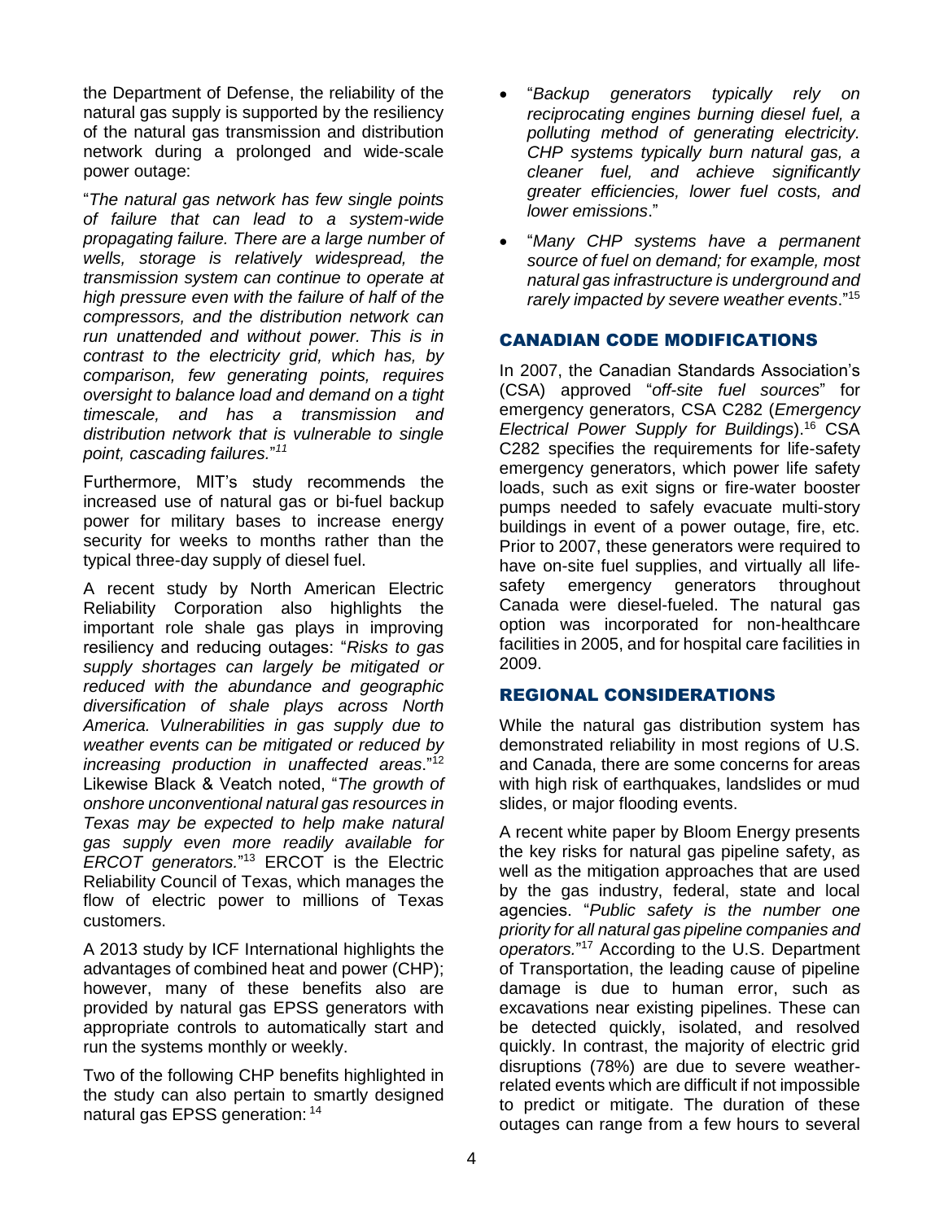the Department of Defense, the reliability of the natural gas supply is supported by the resiliency of the natural gas transmission and distribution network during a prolonged and wide-scale power outage:

"*The natural gas network has few single points of failure that can lead to a system-wide propagating failure. There are a large number of wells, storage is relatively widespread, the transmission system can continue to operate at high pressure even with the failure of half of the compressors, and the distribution network can run unattended and without power. This is in contrast to the electricity grid, which has, by comparison, few generating points, requires oversight to balance load and demand on a tight timescale, and has a transmission and distribution network that is vulnerable to single point, cascading failures.*"[11]

Furthermore, MIT's study recommends the increased use of natural gas or bi-fuel backup power for military bases to increase energy security for weeks to months rather than the typical three-day supply of diesel fuel.

A recent study by North American Electric Reliability Corporation also highlights the important role shale gas plays in improving resiliency and reducing outages: "*Risks to gas supply shortages can largely be mitigated or reduced with the abundance and geographic diversification of shale plays across North America. Vulnerabilities in gas supply due to weather events can be mitigated or reduced by increasing production in unaffected areas*."[12] Likewise Black & Veatch noted, "*The growth of onshore unconventional natural gas resources in Texas may be expected to help make natural gas supply even more readily available for ERCOT generators.*"[13] ERCOT is the Electric Reliability Council of Texas, which manages the flow of electric power to millions of Texas customers.

A 2013 study by ICF International highlights the advantages of combined heat and power (CHP); however, many of these benefits also are provided by natural gas EPSS generators with appropriate controls to automatically start and run the systems monthly or weekly.

Two of the following CHP benefits highlighted in the study can also pertain to smartly designed natural gas EPSS generation: [14]

- "*Backup generators typically rely on reciprocating engines burning diesel fuel, a polluting method of generating electricity. CHP systems typically burn natural gas, a cleaner fuel, and achieve significantly greater efficiencies, lower fuel costs, and lower emissions*."
- "*Many CHP systems have a permanent source of fuel on demand; for example, most natural gas infrastructure is underground and rarely impacted by severe weather events*."[15]

## CANADIAN CODE MODIFICATIONS

In 2007, the Canadian Standards Association's (CSA) approved "*off-site fuel sources*" for emergency generators, CSA C282 (*Emergency Electrical Power Supply for Buildings*).[16] CSA C282 specifies the requirements for life-safety emergency generators, which power life safety loads, such as exit signs or fire-water booster pumps needed to safely evacuate multi-story buildings in event of a power outage, fire, etc. Prior to 2007, these generators were required to have on-site fuel supplies, and virtually all life-safety emergency generators throughout Canada were diesel-fueled. The natural gas option was incorporated for non-healthcare facilities in 2005, and for hospital care facilities in 2009.

## REGIONAL CONSIDERATIONS

While the natural gas distribution system has demonstrated reliability in most regions of U.S. and Canada, there are some concerns for areas with high risk of earthquakes, landslides or mud slides, or major flooding events.

A recent white paper by Bloom Energy presents the key risks for natural gas pipeline safety, as well as the mitigation approaches that are used by the gas industry, federal, state and local agencies. "*Public safety is the number one priority for all natural gas pipeline companies and operators.*"[17] According to the U.S. Department of Transportation, the leading cause of pipeline damage is due to human error, such as excavations near existing pipelines. These can be detected quickly, isolated, and resolved quickly. In contrast, the majority of electric grid disruptions (78%) are due to severe weather-related events which are difficult if not impossible to predict or mitigate. The duration of these outages can range from a few hours to several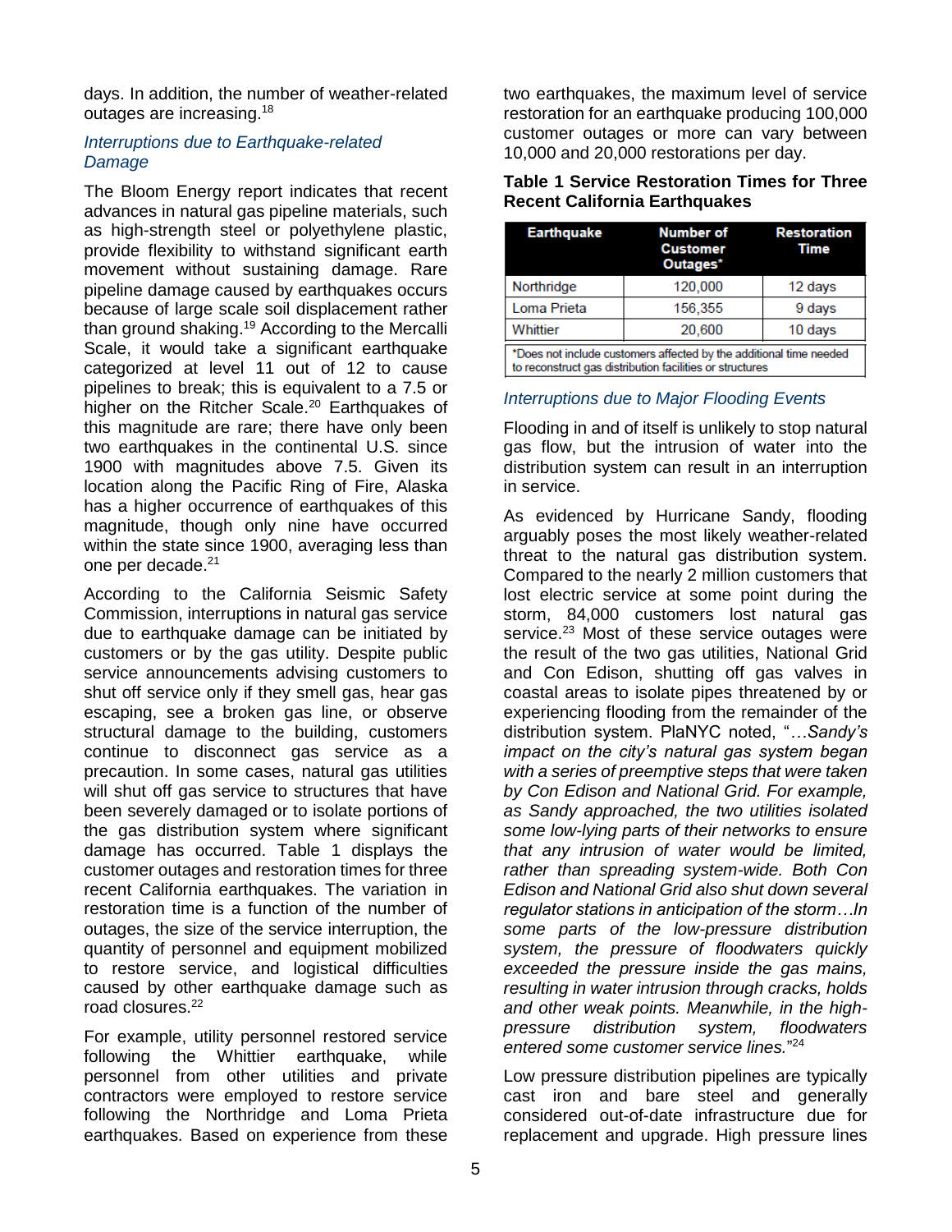days. In addition, the number of weather-related outages are increasing.[18]

### *Interruptions due to Earthquake-related Damage*

The Bloom Energy report indicates that recent advances in natural gas pipeline materials, such as high-strength steel or polyethylene plastic, provide flexibility to withstand significant earth movement without sustaining damage. Rare pipeline damage caused by earthquakes occurs because of large scale soil displacement rather than ground shaking.[19] According to the Mercalli Scale, it would take a significant earthquake categorized at level 11 out of 12 to cause pipelines to break; this is equivalent to a 7.5 or higher on the Ritcher Scale.[20] Earthquakes of this magnitude are rare; there have only been two earthquakes in the continental U.S. since 1900 with magnitudes above 7.5. Given its location along the Pacific Ring of Fire, Alaska has a higher occurrence of earthquakes of this magnitude, though only nine have occurred within the state since 1900, averaging less than one per decade.[21]

According to the California Seismic Safety Commission, interruptions in natural gas service due to earthquake damage can be initiated by customers or by the gas utility. Despite public service announcements advising customers to shut off service only if they smell gas, hear gas escaping, see a broken gas line, or observe structural damage to the building, customers continue to disconnect gas service as a precaution. In some cases, natural gas utilities will shut off gas service to structures that have been severely damaged or to isolate portions of the gas distribution system where significant damage has occurred. Table 1 displays the customer outages and restoration times for three recent California earthquakes. The variation in restoration time is a function of the number of outages, the size of the service interruption, the quantity of personnel and equipment mobilized to restore service, and logistical difficulties caused by other earthquake damage such as road closures.[22]

For example, utility personnel restored service following the Whittier earthquake, while personnel from other utilities and private contractors were employed to restore service following the Northridge and Loma Prieta earthquakes. Based on experience from these two earthquakes, the maximum level of service restoration for an earthquake producing 100,000 customer outages or more can vary between 10,000 and 20,000 restorations per day.

**Table 1 Service Restoration Times for Three Recent California Earthquakes**

| Earthquake | Number of Customer Outages* | Restoration Time |
|---|---|---|
| Northridge | 120,000 | 12 days |
| Loma Prieta | 156,355 | 9 days |
| Whittier | 20,600 | 10 days |

*Does not include customers affected by the additional time needed to reconstruct gas distribution facilities or structures

### *Interruptions due to Major Flooding Events*

Flooding in and of itself is unlikely to stop natural gas flow, but the intrusion of water into the distribution system can result in an interruption in service.

As evidenced by Hurricane Sandy, flooding arguably poses the most likely weather-related threat to the natural gas distribution system. Compared to the nearly 2 million customers that lost electric service at some point during the storm, 84,000 customers lost natural gas service.[23] Most of these service outages were the result of the two gas utilities, National Grid and Con Edison, shutting off gas valves in coastal areas to isolate pipes threatened by or experiencing flooding from the remainder of the distribution system. PlaNYC noted, "*…Sandy's impact on the city's natural gas system began with a series of preemptive steps that were taken by Con Edison and National Grid. For example, as Sandy approached, the two utilities isolated some low-lying parts of their networks to ensure that any intrusion of water would be limited, rather than spreading system-wide. Both Con Edison and National Grid also shut down several regulator stations in anticipation of the storm…In some parts of the low-pressure distribution system, the pressure of floodwaters quickly exceeded the pressure inside the gas mains, resulting in water intrusion through cracks, holds and other weak points. Meanwhile, in the high-pressure distribution system, floodwaters entered some customer service lines.*"[24]

Low pressure distribution pipelines are typically cast iron and bare steel and generally considered out-of-date infrastructure due for replacement and upgrade. High pressure lines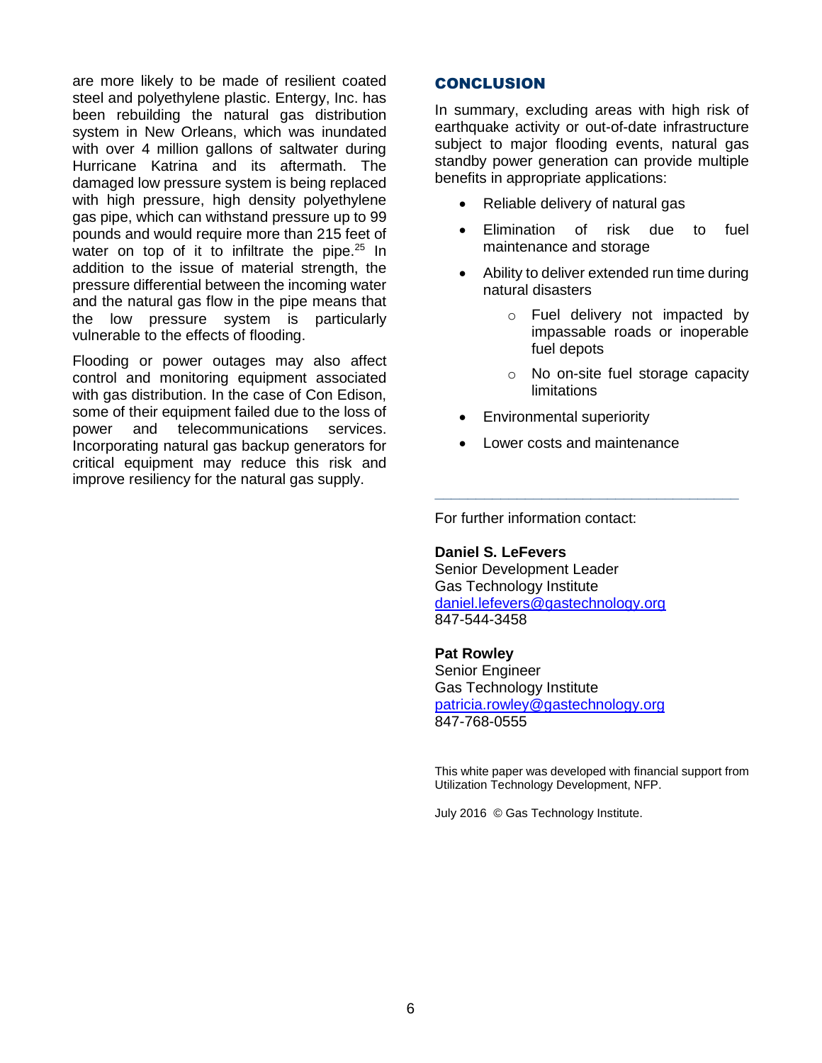are more likely to be made of resilient coated steel and polyethylene plastic. Entergy, Inc. has been rebuilding the natural gas distribution system in New Orleans, which was inundated with over 4 million gallons of saltwater during Hurricane Katrina and its aftermath. The damaged low pressure system is being replaced with high pressure, high density polyethylene gas pipe, which can withstand pressure up to 99 pounds and would require more than 215 feet of water on top of it to infiltrate the pipe.[25] In addition to the issue of material strength, the pressure differential between the incoming water and the natural gas flow in the pipe means that the low pressure system is particularly vulnerable to the effects of flooding.

Flooding or power outages may also affect control and monitoring equipment associated with gas distribution. In the case of Con Edison, some of their equipment failed due to the loss of power and telecommunications services. Incorporating natural gas backup generators for critical equipment may reduce this risk and improve resiliency for the natural gas supply.

## CONCLUSION

In summary, excluding areas with high risk of earthquake activity or out-of-date infrastructure subject to major flooding events, natural gas standby power generation can provide multiple benefits in appropriate applications:

- Reliable delivery of natural gas
- Elimination of risk due to fuel maintenance and storage
- Ability to deliver extended run time during natural disasters
  - Fuel delivery not impacted by impassable roads or inoperable fuel depots
  - No on-site fuel storage capacity limitations
- Environmental superiority
- Lower costs and maintenance

---

For further information contact:

**Daniel S. LeFevers**
Senior Development Leader
Gas Technology Institute
daniel.lefevers@gastechnology.org
847-544-3458

**Pat Rowley**
Senior Engineer
Gas Technology Institute
patricia.rowley@gastechnology.org
847-768-0555

This white paper was developed with financial support from Utilization Technology Development, NFP.

July 2016 © Gas Technology Institute.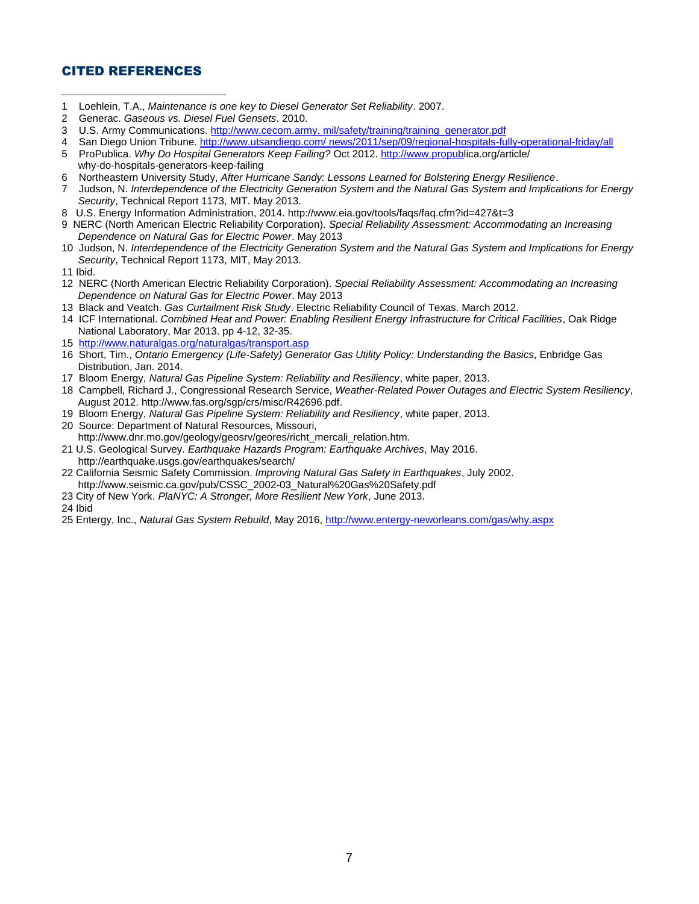## CITED REFERENCES

1 Loehlein, T.A., *Maintenance is one key to Diesel Generator Set Reliability*. 2007.
2 Generac. *Gaseous vs. Diesel Fuel Gensets*. 2010.
3 U.S. Army Communications. http://www.cecom.army. mil/safety/training/training_generator.pdf
4 San Diego Union Tribune. http://www.utsandiego.com/ news/2011/sep/09/regional-hospitals-fully-operational-friday/all
5 ProPublica. *Why Do Hospital Generators Keep Failing?* Oct 2012. http://www.propublica.org/article/why-do-hospitals-generators-keep-failing
6 Northeastern University Study, *After Hurricane Sandy: Lessons Learned for Bolstering Energy Resilience*.
7 Judson, N. *Interdependence of the Electricity Generation System and the Natural Gas System and Implications for Energy Security*, Technical Report 1173, MIT. May 2013.
8 U.S. Energy Information Administration, 2014. http://www.eia.gov/tools/faqs/faq.cfm?id=427&t=3
9 NERC (North American Electric Reliability Corporation). *Special Reliability Assessment: Accommodating an Increasing Dependence on Natural Gas for Electric Power*. May 2013
10 Judson, N. *Interdependence of the Electricity Generation System and the Natural Gas System and Implications for Energy Security*, Technical Report 1173, MIT, May 2013.
11 Ibid.
12 NERC (North American Electric Reliability Corporation). *Special Reliability Assessment: Accommodating an Increasing Dependence on Natural Gas for Electric Power*. May 2013
13 Black and Veatch. *Gas Curtailment Risk Study*. Electric Reliability Council of Texas. March 2012.
14 ICF International. *Combined Heat and Power: Enabling Resilient Energy Infrastructure for Critical Facilities*, Oak Ridge National Laboratory, Mar 2013. pp 4-12, 32-35.
15 http://www.naturalgas.org/naturalgas/transport.asp
16 Short, Tim., *Ontario Emergency (Life-Safety) Generator Gas Utility Policy: Understanding the Basics*, Enbridge Gas Distribution, Jan. 2014.
17 Bloom Energy, *Natural Gas Pipeline System: Reliability and Resiliency*, white paper, 2013.
18 Campbell, Richard J., Congressional Research Service, *Weather-Related Power Outages and Electric System Resiliency*, August 2012. http://www.fas.org/sgp/crs/misc/R42696.pdf.
19 Bloom Energy, *Natural Gas Pipeline System: Reliability and Resiliency*, white paper, 2013.
20 Source: Department of Natural Resources, Missouri, http://www.dnr.mo.gov/geology/geosrv/geores/richt_mercali_relation.htm.
21 U.S. Geological Survey. *Earthquake Hazards Program: Earthquake Archives*, May 2016. http://earthquake.usgs.gov/earthquakes/search/
22 California Seismic Safety Commission. *Improving Natural Gas Safety in Earthquakes*, July 2002. http://www.seismic.ca.gov/pub/CSSC_2002-03_Natural%20Gas%20Safety.pdf
23 City of New York. *PlaNYC: A Stronger, More Resilient New York*, June 2013.
24 Ibid
25 Entergy, Inc., *Natural Gas System Rebuild*, May 2016, http://www.entergy-neworleans.com/gas/why.aspx